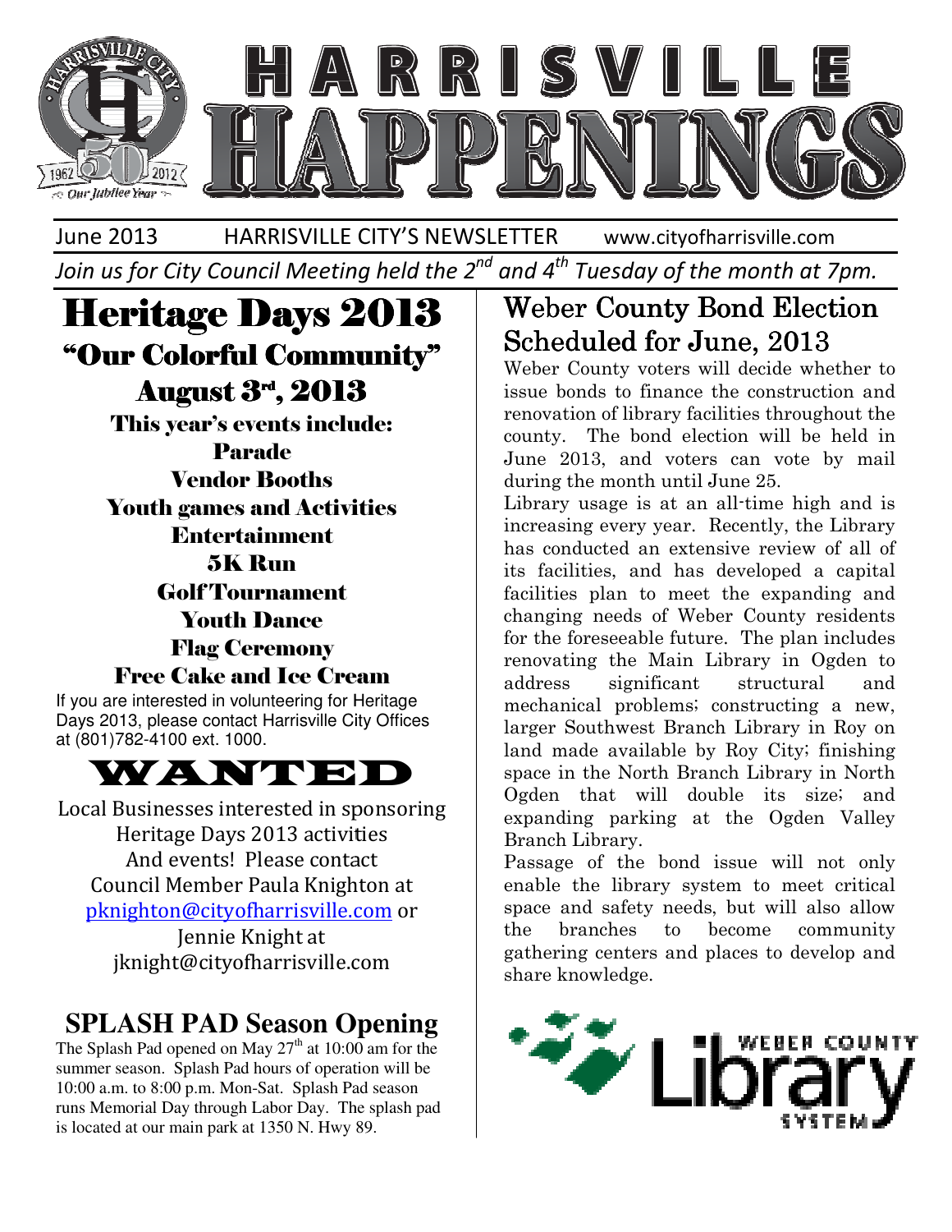# HARRISVILLE HAPPENINGS

June 2013 HARRISVILLE CITY'S NEWSLETTER www.cityofharrisville.com

*Join us for City Council Meeting held the 2nd and 4th Tuesday of the month at 7pm.*

# Heritage Days 2013

## "Our Colorful Community"

## August 3rd, 2013

**This year's events include:**

**Parade**
**Vendor Booths**
**Youth games and Activities**
**Entertainment**
**5K Run**
**Golf Tournament**
**Youth Dance**
**Flag Ceremony**
**Free Cake and Ice Cream**

If you are interested in volunteering for Heritage Days 2013, please contact Harrisville City Offices at (801)782-4100 ext. 1000.

# WANTED

Local Businesses interested in sponsoring Heritage Days 2013 activities And events! Please contact Council Member Paula Knighton at pknighton@cityofharrisville.com or Jennie Knight at jknight@cityofharrisville.com

## SPLASH PAD Season Opening

The Splash Pad opened on May 27th at 10:00 am for the summer season. Splash Pad hours of operation will be 10:00 a.m. to 8:00 p.m. Mon-Sat. Splash Pad season runs Memorial Day through Labor Day. The splash pad is located at our main park at 1350 N. Hwy 89.

## Weber County Bond Election Scheduled for June, 2013

Weber County voters will decide whether to issue bonds to finance the construction and renovation of library facilities throughout the county. The bond election will be held in June 2013, and voters can vote by mail during the month until June 25.

Library usage is at an all-time high and is increasing every year. Recently, the Library has conducted an extensive review of all of its facilities, and has developed a capital facilities plan to meet the expanding and changing needs of Weber County residents for the foreseeable future. The plan includes renovating the Main Library in Ogden to address significant structural and mechanical problems; constructing a new, larger Southwest Branch Library in Roy on land made available by Roy City; finishing space in the North Branch Library in North Ogden that will double its size; and expanding parking at the Ogden Valley Branch Library.

Passage of the bond issue will not only enable the library system to meet critical space and safety needs, but will also allow the branches to become community gathering centers and places to develop and share knowledge.

WEBER COUNTY Library SYSTEM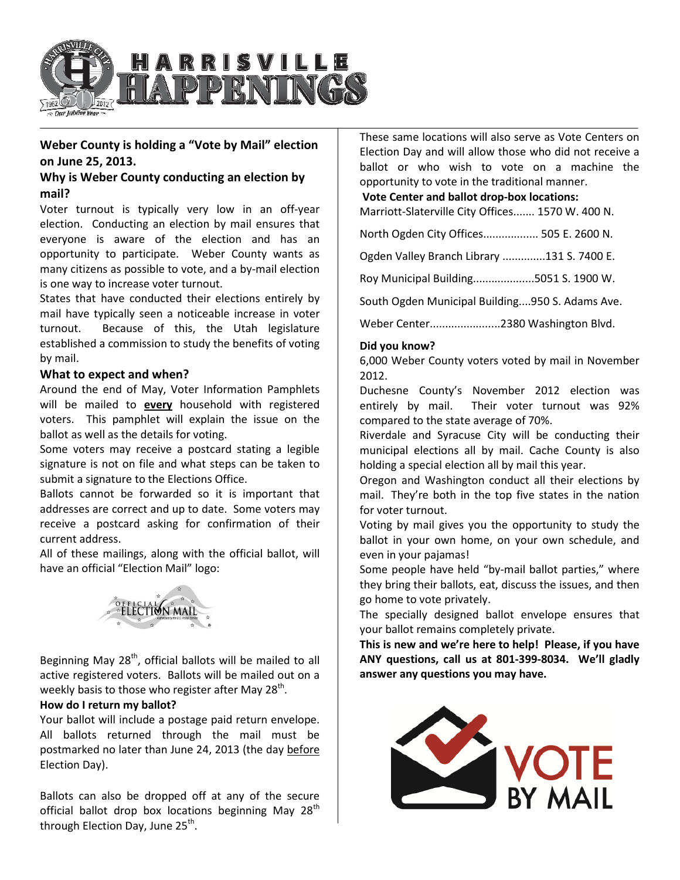HARRISVILLE HAPPENINGS

**Weber County is holding a "Vote by Mail" election on June 25, 2013.**

**Why is Weber County conducting an election by mail?**

Voter turnout is typically very low in an off-year election. Conducting an election by mail ensures that everyone is aware of the election and has an opportunity to participate. Weber County wants as many citizens as possible to vote, and a by-mail election is one way to increase voter turnout.

States that have conducted their elections entirely by mail have typically seen a noticeable increase in voter turnout. Because of this, the Utah legislature established a commission to study the benefits of voting by mail.

**What to expect and when?**

Around the end of May, Voter Information Pamphlets will be mailed to **every** household with registered voters. This pamphlet will explain the issue on the ballot as well as the details for voting.

Some voters may receive a postcard stating a legible signature is not on file and what steps can be taken to submit a signature to the Elections Office.

Ballots cannot be forwarded so it is important that addresses are correct and up to date. Some voters may receive a postcard asking for confirmation of their current address.

All of these mailings, along with the official ballot, will have an official "Election Mail" logo:

Beginning May 28th, official ballots will be mailed to all active registered voters. Ballots will be mailed out on a weekly basis to those who register after May 28th.

**How do I return my ballot?**

Your ballot will include a postage paid return envelope. All ballots returned through the mail must be postmarked no later than June 24, 2013 (the day before Election Day).

Ballots can also be dropped off at any of the secure official ballot drop box locations beginning May 28th through Election Day, June 25th.

These same locations will also serve as Vote Centers on Election Day and will allow those who did not receive a ballot or who wish to vote on a machine the opportunity to vote in the traditional manner.

**Vote Center and ballot drop-box locations:**

Marriott-Slaterville City Offices....... 1570 W. 400 N.

North Ogden City Offices.................. 505 E. 2600 N.

Ogden Valley Branch Library ..............131 S. 7400 E.

Roy Municipal Building....................5051 S. 1900 W.

South Ogden Municipal Building....950 S. Adams Ave.

Weber Center.......................2380 Washington Blvd.

**Did you know?**

6,000 Weber County voters voted by mail in November 2012.

Duchesne County's November 2012 election was entirely by mail. Their voter turnout was 92% compared to the state average of 70%.

Riverdale and Syracuse City will be conducting their municipal elections all by mail. Cache County is also holding a special election all by mail this year.

Oregon and Washington conduct all their elections by mail. They're both in the top five states in the nation for voter turnout.

Voting by mail gives you the opportunity to study the ballot in your own home, on your own schedule, and even in your pajamas!

Some people have held "by-mail ballot parties," where they bring their ballots, eat, discuss the issues, and then go home to vote privately.

The specially designed ballot envelope ensures that your ballot remains completely private.

**This is new and we're here to help! Please, if you have ANY questions, call us at 801-399-8034. We'll gladly answer any questions you may have.**

VOTE BY MAIL